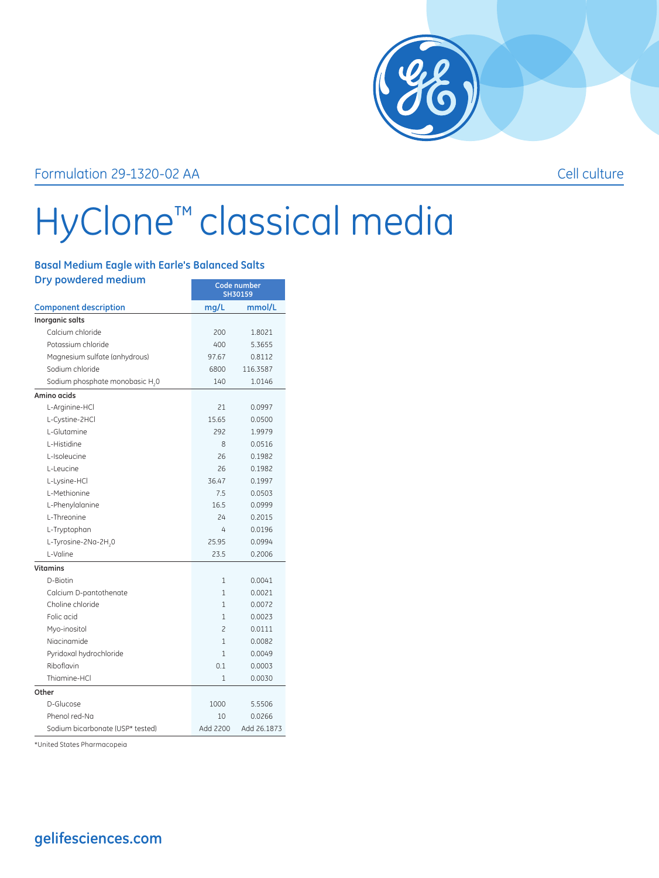Formulation 29-1320-02 AA

Cell culture

# HyClone™ classical media

## Basal Medium Eagle with Earle's Balanced Salts

### Dry powdered medium

| Component description | Code number SH30159 | |
|---|---|---|
| | mg/L | mmol/L |
| **Inorganic salts** | | |
| Calcium chloride | 200 | 1.8021 |
| Potassium chloride | 400 | 5.3655 |
| Magnesium sulfate (anhydrous) | 97.67 | 0.8112 |
| Sodium chloride | 6800 | 116.3587 |
| Sodium phosphate monobasic $H_2O$ | 140 | 1.0146 |
| **Amino acids** | | |
| L-Arginine-HCl | 21 | 0.0997 |
| L-Cystine-2HCl | 15.65 | 0.0500 |
| L-Glutamine | 292 | 1.9979 |
| L-Histidine | 8 | 0.0516 |
| L-Isoleucine | 26 | 0.1982 |
| L-Leucine | 26 | 0.1982 |
| L-Lysine-HCl | 36.47 | 0.1997 |
| L-Methionine | 7.5 | 0.0503 |
| L-Phenylalanine | 16.5 | 0.0999 |
| L-Threonine | 24 | 0.2015 |
| L-Tryptophan | 4 | 0.0196 |
| L-Tyrosine-2Na-$2H_2O$ | 25.95 | 0.0994 |
| L-Valine | 23.5 | 0.2006 |
| **Vitamins** | | |
| D-Biotin | 1 | 0.0041 |
| Calcium D-pantothenate | 1 | 0.0021 |
| Choline chloride | 1 | 0.0072 |
| Folic acid | 1 | 0.0023 |
| Myo-inositol | 2 | 0.0111 |
| Niacinamide | 1 | 0.0082 |
| Pyridoxal hydrochloride | 1 | 0.0049 |
| Riboflavin | 0.1 | 0.0003 |
| Thiamine-HCl | 1 | 0.0030 |
| **Other** | | |
| D-Glucose | 1000 | 5.5506 |
| Phenol red-Na | 10 | 0.0266 |
| Sodium bicarbonate (USP* tested) | Add 2200 | Add 26.1873 |

*United States Pharmacopeia

**gelifesciences.com**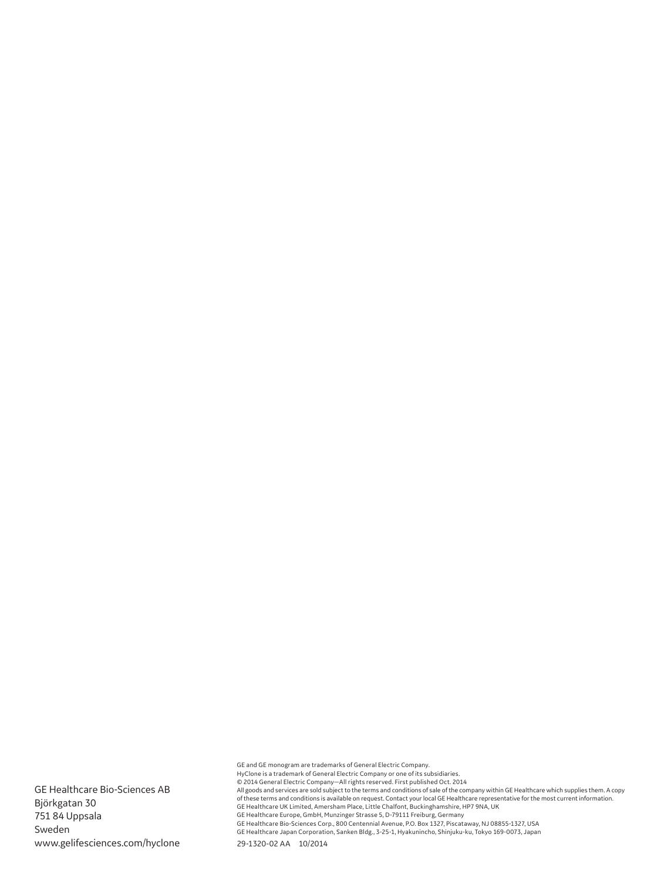GE Healthcare Bio-Sciences AB
Björkgatan 30
751 84 Uppsala
Sweden
www.gelifesciences.com/hyclone

GE and GE monogram are trademarks of General Electric Company.
HyClone is a trademark of General Electric Company or one of its subsidiaries.
© 2014 General Electric Company—All rights reserved. First published Oct. 2014
All goods and services are sold subject to the terms and conditions of sale of the company within GE Healthcare which supplies them. A copy of these terms and conditions is available on request. Contact your local GE Healthcare representative for the most current information.
GE Healthcare UK Limited, Amersham Place, Little Chalfont, Buckinghamshire, HP7 9NA, UK
GE Healthcare Europe, GmbH, Munzinger Strasse 5, D-79111 Freiburg, Germany
GE Healthcare Bio-Sciences Corp., 800 Centennial Avenue, P.O. Box 1327, Piscataway, NJ 08855-1327, USA
GE Healthcare Japan Corporation, Sanken Bldg., 3-25-1, Hyakunincho, Shinjuku-ku, Tokyo 169-0073, Japan

29-1320-02 AA 10/2014